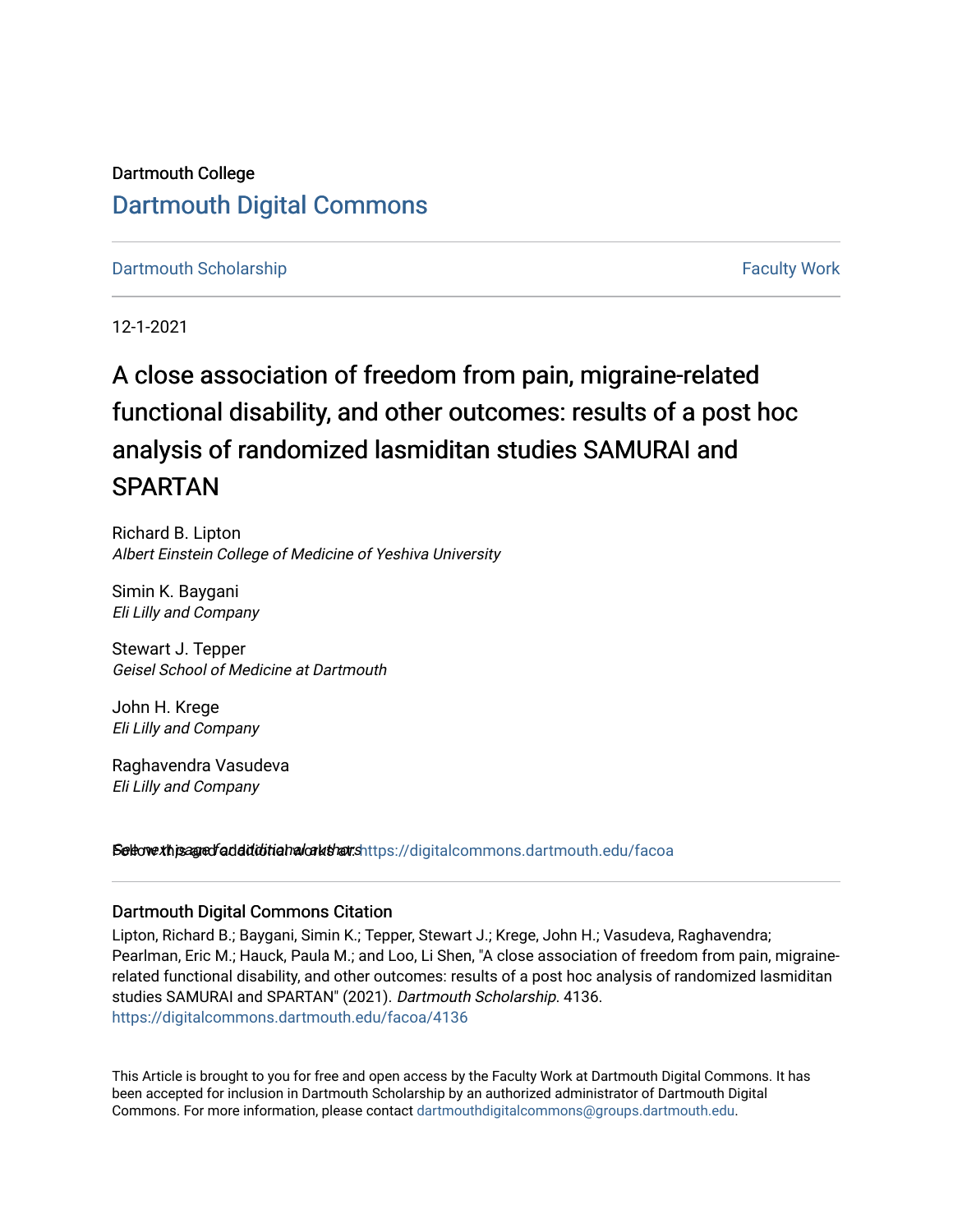Dartmouth College

# Dartmouth Digital Commons

Dartmouth Scholarship | Faculty Work

12-1-2021

## A close association of freedom from pain, migraine-related functional disability, and other outcomes: results of a post hoc analysis of randomized lasmiditan studies SAMURAI and SPARTAN

Richard B. Lipton
*Albert Einstein College of Medicine of Yeshiva University*

Simin K. Baygani
*Eli Lilly and Company*

Stewart J. Tepper
*Geisel School of Medicine at Dartmouth*

John H. Krege
*Eli Lilly and Company*

Raghavendra Vasudeva
*Eli Lilly and Company*

See next page for additional authors

Follow this and additional works at: https://digitalcommons.dartmouth.edu/facoa

### Dartmouth Digital Commons Citation

Lipton, Richard B.; Baygani, Simin K.; Tepper, Stewart J.; Krege, John H.; Vasudeva, Raghavendra; Pearlman, Eric M.; Hauck, Paula M.; and Loo, Li Shen, "A close association of freedom from pain, migraine-related functional disability, and other outcomes: results of a post hoc analysis of randomized lasmiditan studies SAMURAI and SPARTAN" (2021). *Dartmouth Scholarship*. 4136.
https://digitalcommons.dartmouth.edu/facoa/4136

This Article is brought to you for free and open access by the Faculty Work at Dartmouth Digital Commons. It has been accepted for inclusion in Dartmouth Scholarship by an authorized administrator of Dartmouth Digital Commons. For more information, please contact dartmouthdigitalcommons@groups.dartmouth.edu.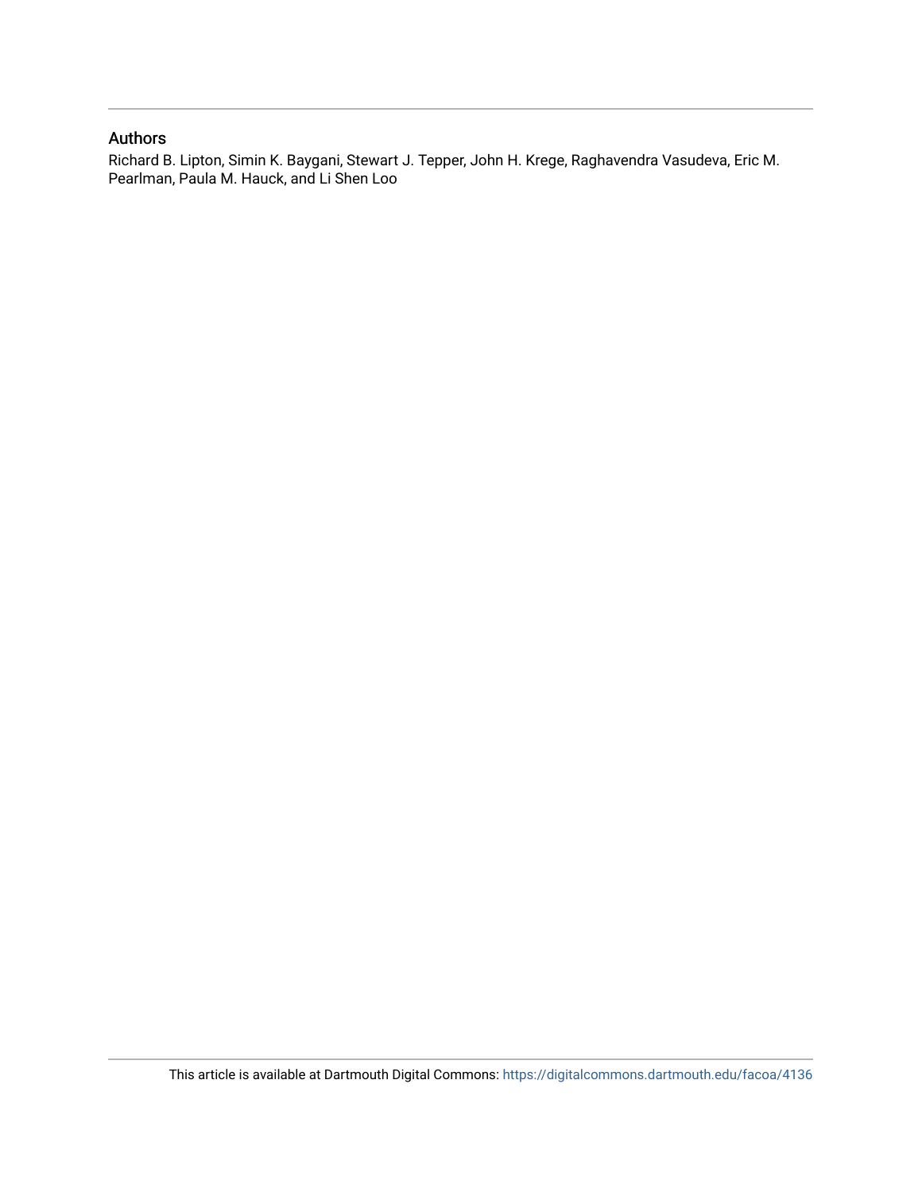## Authors

Richard B. Lipton, Simin K. Baygani, Stewart J. Tepper, John H. Krege, Raghavendra Vasudeva, Eric M. Pearlman, Paula M. Hauck, and Li Shen Loo

This article is available at Dartmouth Digital Commons: https://digitalcommons.dartmouth.edu/facoa/4136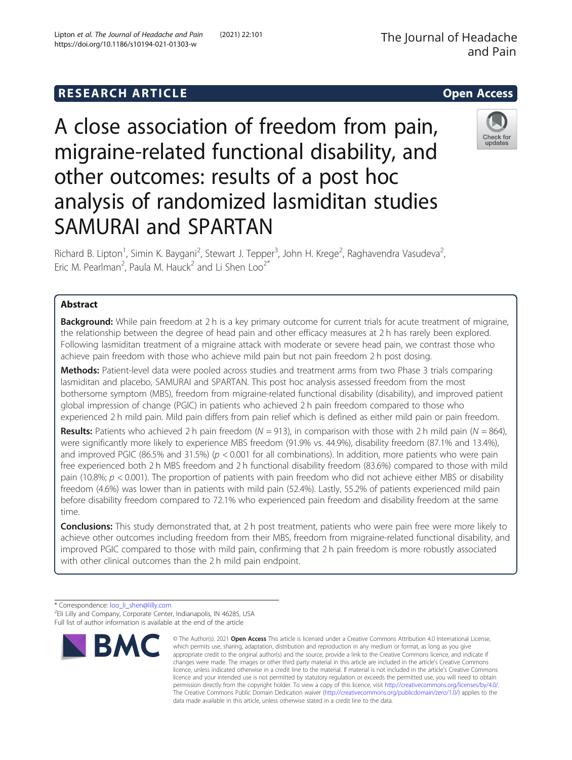# A close association of freedom from pain, migraine-related functional disability, and other outcomes: results of a post hoc analysis of randomized lasmiditan studies SAMURAI and SPARTAN

Richard B. Lipton[1], Simin K. Baygani[2], Stewart J. Tepper[3], John H. Krege[2], Raghavendra Vasudeva[2], Eric M. Pearlman[2], Paula M. Hauck[2] and Li Shen Loo[2*]

## Abstract

**Background:** While pain freedom at 2 h is a key primary outcome for current trials for acute treatment of migraine, the relationship between the degree of head pain and other efficacy measures at 2 h has rarely been explored. Following lasmiditan treatment of a migraine attack with moderate or severe head pain, we contrast those who achieve pain freedom with those who achieve mild pain but not pain freedom 2 h post dosing.

**Methods:** Patient-level data were pooled across studies and treatment arms from two Phase 3 trials comparing lasmiditan and placebo, SAMURAI and SPARTAN. This post hoc analysis assessed freedom from the most bothersome symptom (MBS), freedom from migraine-related functional disability (disability), and improved patient global impression of change (PGIC) in patients who achieved 2 h pain freedom compared to those who experienced 2 h mild pain. Mild pain differs from pain relief which is defined as either mild pain or pain freedom.

**Results:** Patients who achieved 2 h pain freedom ($N = 913$), in comparison with those with 2 h mild pain ($N = 864$), were significantly more likely to experience MBS freedom (91.9% vs. 44.9%), disability freedom (87.1% and 13.4%), and improved PGIC (86.5% and 31.5%) ($p < 0.001$ for all combinations). In addition, more patients who were pain free experienced both 2 h MBS freedom and 2 h functional disability freedom (83.6%) compared to those with mild pain (10.8%; $p < 0.001$). The proportion of patients with pain freedom who did not achieve either MBS or disability freedom (4.6%) was lower than in patients with mild pain (52.4%). Lastly, 55.2% of patients experienced mild pain before disability freedom compared to 72.1% who experienced pain freedom and disability freedom at the same time.

**Conclusions:** This study demonstrated that, at 2 h post treatment, patients who were pain free were more likely to achieve other outcomes including freedom from their MBS, freedom from migraine-related functional disability, and improved PGIC compared to those with mild pain, confirming that 2 h pain freedom is more robustly associated with other clinical outcomes than the 2 h mild pain endpoint.

\* Correspondence: loo_li_shen@lilly.com
[2]Eli Lilly and Company, Corporate Center, Indianapolis, IN 46285, USA
Full list of author information is available at the end of the article

© The Author(s). 2021 **Open Access** This article is licensed under a Creative Commons Attribution 4.0 International License, which permits use, sharing, adaptation, distribution and reproduction in any medium or format, as long as you give appropriate credit to the original author(s) and the source, provide a link to the Creative Commons licence, and indicate if changes were made. The images or other third party material in this article are included in the article's Creative Commons licence, unless indicated otherwise in a credit line to the material. If material is not included in the article's Creative Commons licence and your intended use is not permitted by statutory regulation or exceeds the permitted use, you will need to obtain permission directly from the copyright holder. To view a copy of this licence, visit http://creativecommons.org/licenses/by/4.0/. The Creative Commons Public Domain Dedication waiver (http://creativecommons.org/publicdomain/zero/1.0/) applies to the data made available in this article, unless otherwise stated in a credit line to the data.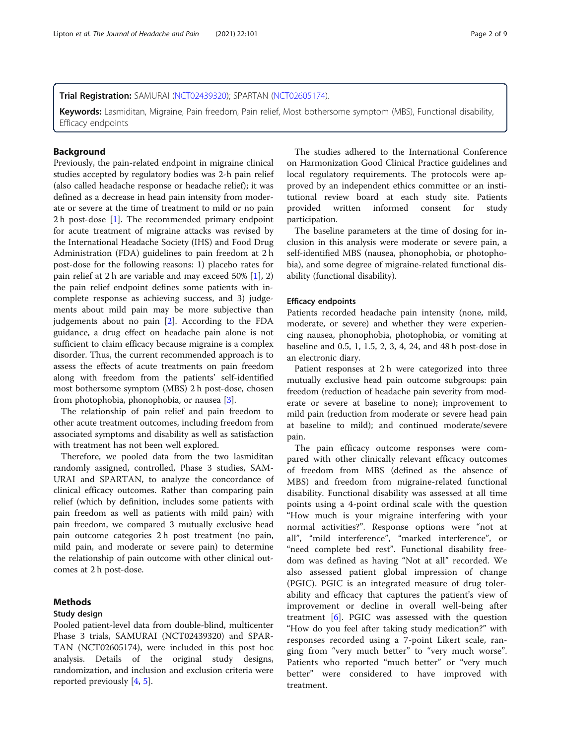**Trial Registration:** SAMURAI (NCT02439320); SPARTAN (NCT02605174).

**Keywords:** Lasmiditan, Migraine, Pain freedom, Pain relief, Most bothersome symptom (MBS), Functional disability, Efficacy endpoints

## Background

Previously, the pain-related endpoint in migraine clinical studies accepted by regulatory bodies was 2-h pain relief (also called headache response or headache relief); it was defined as a decrease in head pain intensity from moderate or severe at the time of treatment to mild or no pain 2 h post-dose [1]. The recommended primary endpoint for acute treatment of migraine attacks was revised by the International Headache Society (IHS) and Food Drug Administration (FDA) guidelines to pain freedom at 2 h post-dose for the following reasons: 1) placebo rates for pain relief at 2 h are variable and may exceed 50% [1], 2) the pain relief endpoint defines some patients with incomplete response as achieving success, and 3) judgements about mild pain may be more subjective than judgements about no pain [2]. According to the FDA guidance, a drug effect on headache pain alone is not sufficient to claim efficacy because migraine is a complex disorder. Thus, the current recommended approach is to assess the effects of acute treatments on pain freedom along with freedom from the patients' self-identified most bothersome symptom (MBS) 2 h post-dose, chosen from photophobia, phonophobia, or nausea [3].

The relationship of pain relief and pain freedom to other acute treatment outcomes, including freedom from associated symptoms and disability as well as satisfaction with treatment has not been well explored.

Therefore, we pooled data from the two lasmiditan randomly assigned, controlled, Phase 3 studies, SAMURAI and SPARTAN, to analyze the concordance of clinical efficacy outcomes. Rather than comparing pain relief (which by definition, includes some patients with pain freedom as well as patients with mild pain) with pain freedom, we compared 3 mutually exclusive head pain outcome categories 2 h post treatment (no pain, mild pain, and moderate or severe pain) to determine the relationship of pain outcome with other clinical outcomes at 2 h post-dose.

## Methods

### Study design

Pooled patient-level data from double-blind, multicenter Phase 3 trials, SAMURAI (NCT02439320) and SPARTAN (NCT02605174), were included in this post hoc analysis. Details of the original study designs, randomization, and inclusion and exclusion criteria were reported previously [4, 5].

The studies adhered to the International Conference on Harmonization Good Clinical Practice guidelines and local regulatory requirements. The protocols were approved by an independent ethics committee or an institutional review board at each study site. Patients provided written informed consent for study participation.

The baseline parameters at the time of dosing for inclusion in this analysis were moderate or severe pain, a self-identified MBS (nausea, phonophobia, or photophobia), and some degree of migraine-related functional disability (functional disability).

### Efficacy endpoints

Patients recorded headache pain intensity (none, mild, moderate, or severe) and whether they were experiencing nausea, phonophobia, photophobia, or vomiting at baseline and 0.5, 1, 1.5, 2, 3, 4, 24, and 48 h post-dose in an electronic diary.

Patient responses at 2 h were categorized into three mutually exclusive head pain outcome subgroups: pain freedom (reduction of headache pain severity from moderate or severe at baseline to none); improvement to mild pain (reduction from moderate or severe head pain at baseline to mild); and continued moderate/severe pain.

The pain efficacy outcome responses were compared with other clinically relevant efficacy outcomes of freedom from MBS (defined as the absence of MBS) and freedom from migraine-related functional disability. Functional disability was assessed at all time points using a 4-point ordinal scale with the question "How much is your migraine interfering with your normal activities?". Response options were "not at all", "mild interference", "marked interference", or "need complete bed rest". Functional disability freedom was defined as having "Not at all" recorded. We also assessed patient global impression of change (PGIC). PGIC is an integrated measure of drug tolerability and efficacy that captures the patient's view of improvement or decline in overall well-being after treatment [6]. PGIC was assessed with the question "How do you feel after taking study medication?" with responses recorded using a 7-point Likert scale, ranging from "very much better" to "very much worse". Patients who reported "much better" or "very much better" were considered to have improved with treatment.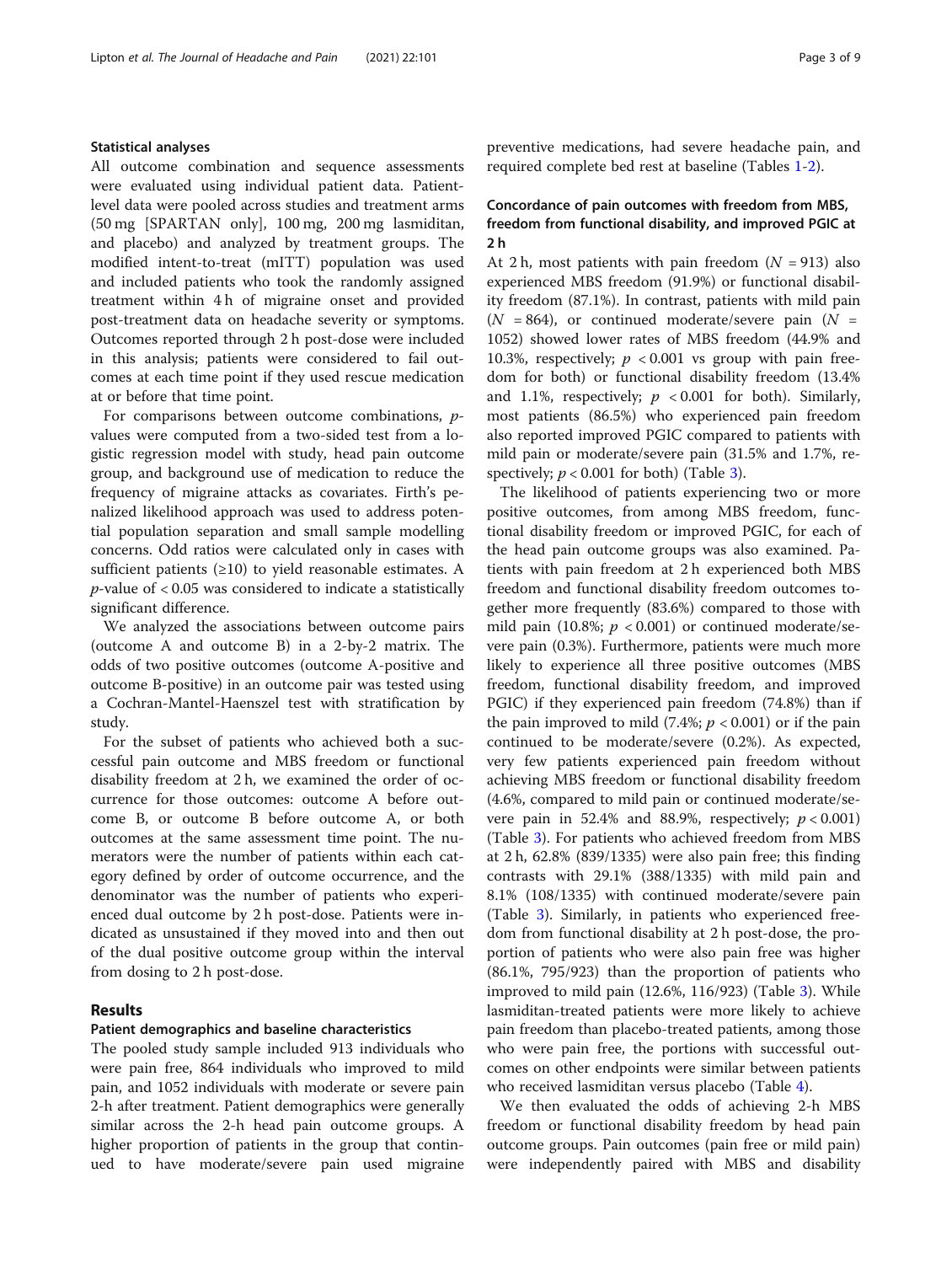### Statistical analyses

All outcome combination and sequence assessments were evaluated using individual patient data. Patient-level data were pooled across studies and treatment arms (50 mg [SPARTAN only], 100 mg, 200 mg lasmiditan, and placebo) and analyzed by treatment groups. The modified intent-to-treat (mITT) population was used and included patients who took the randomly assigned treatment within 4 h of migraine onset and provided post-treatment data on headache severity or symptoms. Outcomes reported through 2 h post-dose were included in this analysis; patients were considered to fail outcomes at each time point if they used rescue medication at or before that time point.

For comparisons between outcome combinations, *p*-values were computed from a two-sided test from a logistic regression model with study, head pain outcome group, and background use of medication to reduce the frequency of migraine attacks as covariates. Firth's penalized likelihood approach was used to address potential population separation and small sample modelling concerns. Odd ratios were calculated only in cases with sufficient patients (≥10) to yield reasonable estimates. A *p*-value of $< 0.05$ was considered to indicate a statistically significant difference.

We analyzed the associations between outcome pairs (outcome A and outcome B) in a 2-by-2 matrix. The odds of two positive outcomes (outcome A-positive and outcome B-positive) in an outcome pair was tested using a Cochran-Mantel-Haenszel test with stratification by study.

For the subset of patients who achieved both a successful pain outcome and MBS freedom or functional disability freedom at 2 h, we examined the order of occurrence for those outcomes: outcome A before outcome B, or outcome B before outcome A, or both outcomes at the same assessment time point. The numerators were the number of patients within each category defined by order of outcome occurrence, and the denominator was the number of patients who experienced dual outcome by 2 h post-dose. Patients were indicated as unsustained if they moved into and then out of the dual positive outcome group within the interval from dosing to 2 h post-dose.

## Results

### Patient demographics and baseline characteristics

The pooled study sample included 913 individuals who were pain free, 864 individuals who improved to mild pain, and 1052 individuals with moderate or severe pain 2-h after treatment. Patient demographics were generally similar across the 2-h head pain outcome groups. A higher proportion of patients in the group that continued to have moderate/severe pain used migraine preventive medications, had severe headache pain, and required complete bed rest at baseline (Tables 1-2).

### Concordance of pain outcomes with freedom from MBS, freedom from functional disability, and improved PGIC at 2 h

At 2 h, most patients with pain freedom ($N = 913$) also experienced MBS freedom (91.9%) or functional disability freedom (87.1%). In contrast, patients with mild pain ($N = 864$), or continued moderate/severe pain ($N = 1052$) showed lower rates of MBS freedom (44.9% and 10.3%, respectively; $p < 0.001$ vs group with pain freedom for both) or functional disability freedom (13.4% and 1.1%, respectively; $p < 0.001$ for both). Similarly, most patients (86.5%) who experienced pain freedom also reported improved PGIC compared to patients with mild pain or moderate/severe pain (31.5% and 1.7%, respectively; $p < 0.001$ for both) (Table 3).

The likelihood of patients experiencing two or more positive outcomes, from among MBS freedom, functional disability freedom or improved PGIC, for each of the head pain outcome groups was also examined. Patients with pain freedom at 2 h experienced both MBS freedom and functional disability freedom outcomes together more frequently (83.6%) compared to those with mild pain (10.8%; $p < 0.001$) or continued moderate/severe pain (0.3%). Furthermore, patients were much more likely to experience all three positive outcomes (MBS freedom, functional disability freedom, and improved PGIC) if they experienced pain freedom (74.8%) than if the pain improved to mild (7.4%; $p < 0.001$) or if the pain continued to be moderate/severe (0.2%). As expected, very few patients experienced pain freedom without achieving MBS freedom or functional disability freedom (4.6%, compared to mild pain or continued moderate/severe pain in 52.4% and 88.9%, respectively; $p < 0.001$) (Table 3). For patients who achieved freedom from MBS at 2 h, 62.8% (839/1335) were also pain free; this finding contrasts with 29.1% (388/1335) with mild pain and 8.1% (108/1335) with continued moderate/severe pain (Table 3). Similarly, in patients who experienced freedom from functional disability at 2 h post-dose, the proportion of patients who were also pain free was higher (86.1%, 795/923) than the proportion of patients who improved to mild pain (12.6%, 116/923) (Table 3). While lasmiditan-treated patients were more likely to achieve pain freedom than placebo-treated patients, among those who were pain free, the portions with successful outcomes on other endpoints were similar between patients who received lasmiditan versus placebo (Table 4).

We then evaluated the odds of achieving 2-h MBS freedom or functional disability freedom by head pain outcome groups. Pain outcomes (pain free or mild pain) were independently paired with MBS and disability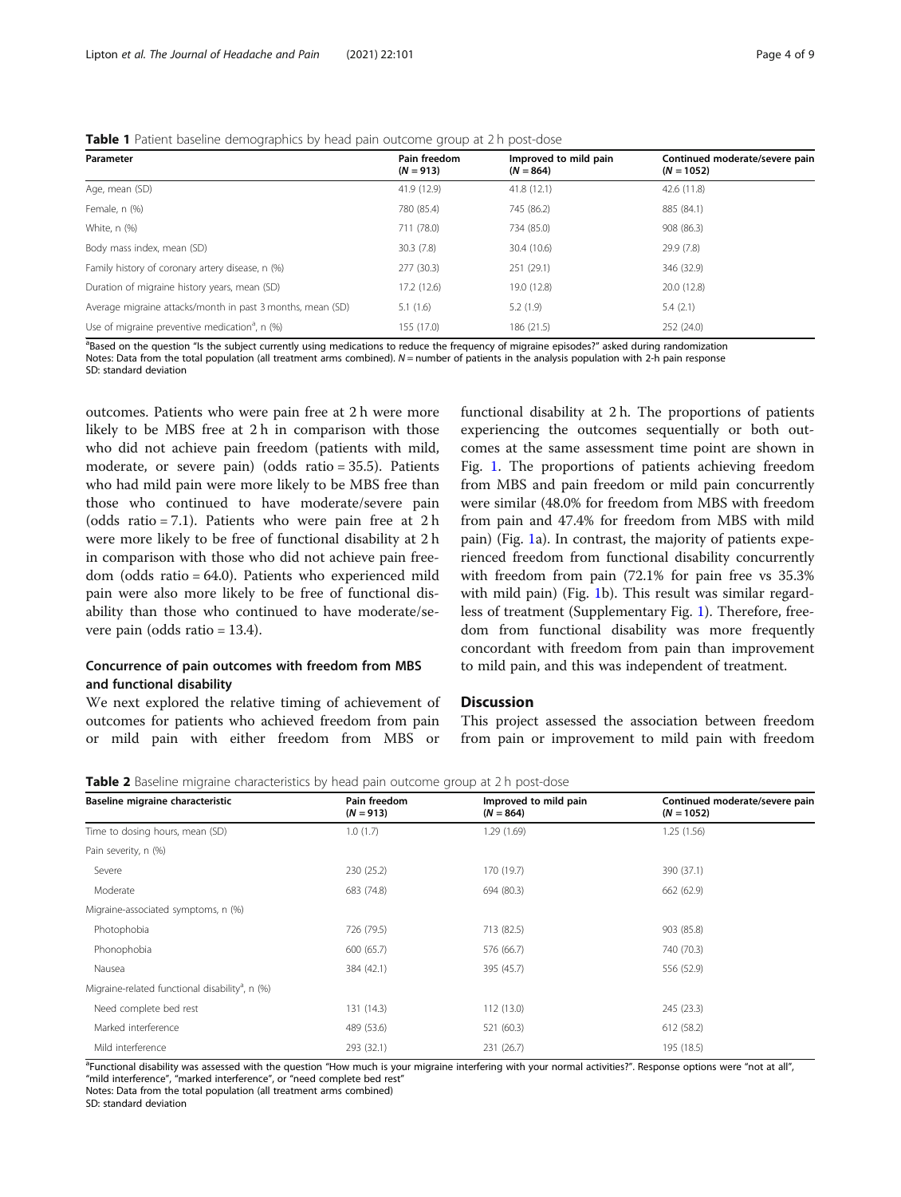**Table 1** Patient baseline demographics by head pain outcome group at 2 h post-dose

| Parameter | Pain freedom ($N = 913$) | Improved to mild pain ($N = 864$) | Continued moderate/severe pain ($N = 1052$) |
|---|---|---|---|
| Age, mean (SD) | 41.9 (12.9) | 41.8 (12.1) | 42.6 (11.8) |
| Female, n (%) | 780 (85.4) | 745 (86.2) | 885 (84.1) |
| White, n (%) | 711 (78.0) | 734 (85.0) | 908 (86.3) |
| Body mass index, mean (SD) | 30.3 (7.8) | 30.4 (10.6) | 29.9 (7.8) |
| Family history of coronary artery disease, n (%) | 277 (30.3) | 251 (29.1) | 346 (32.9) |
| Duration of migraine history years, mean (SD) | 17.2 (12.6) | 19.0 (12.8) | 20.0 (12.8) |
| Average migraine attacks/month in past 3 months, mean (SD) | 5.1 (1.6) | 5.2 (1.9) | 5.4 (2.1) |
| Use of migraine preventive medication[a], n (%) | 155 (17.0) | 186 (21.5) | 252 (24.0) |

[a]Based on the question "Is the subject currently using medications to reduce the frequency of migraine episodes?" asked during randomization
Notes: Data from the total population (all treatment arms combined). $N$ = number of patients in the analysis population with 2-h pain response
SD: standard deviation

outcomes. Patients who were pain free at 2 h were more likely to be MBS free at 2 h in comparison with those who did not achieve pain freedom (patients with mild, moderate, or severe pain) (odds ratio = 35.5). Patients who had mild pain were more likely to be MBS free than those who continued to have moderate/severe pain (odds ratio = 7.1). Patients who were pain free at 2 h were more likely to be free of functional disability at 2 h in comparison with those who did not achieve pain freedom (odds ratio = 64.0). Patients who experienced mild pain were also more likely to be free of functional disability than those who continued to have moderate/severe pain (odds ratio = 13.4).

## Concurrence of pain outcomes with freedom from MBS and functional disability

We next explored the relative timing of achievement of outcomes for patients who achieved freedom from pain or mild pain with either freedom from MBS or functional disability at 2 h. The proportions of patients experiencing the outcomes sequentially or both outcomes at the same assessment time point are shown in Fig. 1. The proportions of patients achieving freedom from MBS and pain freedom or mild pain concurrently were similar (48.0% for freedom from MBS with freedom from pain and 47.4% for freedom from MBS with mild pain) (Fig. 1a). In contrast, the majority of patients experienced freedom from functional disability concurrently with freedom from pain (72.1% for pain free vs 35.3% with mild pain) (Fig. 1b). This result was similar regardless of treatment (Supplementary Fig. 1). Therefore, freedom from functional disability was more frequently concordant with freedom from pain than improvement to mild pain, and this was independent of treatment.

## Discussion

This project assessed the association between freedom from pain or improvement to mild pain with freedom

**Table 2** Baseline migraine characteristics by head pain outcome group at 2 h post-dose

| Baseline migraine characteristic | Pain freedom ($N = 913$) | Improved to mild pain ($N = 864$) | Continued moderate/severe pain ($N = 1052$) |
|---|---|---|---|
| Time to dosing hours, mean (SD) | 1.0 (1.7) | 1.29 (1.69) | 1.25 (1.56) |
| Pain severity, n (%) | | | |
| Severe | 230 (25.2) | 170 (19.7) | 390 (37.1) |
| Moderate | 683 (74.8) | 694 (80.3) | 662 (62.9) |
| Migraine-associated symptoms, n (%) | | | |
| Photophobia | 726 (79.5) | 713 (82.5) | 903 (85.8) |
| Phonophobia | 600 (65.7) | 576 (66.7) | 740 (70.3) |
| Nausea | 384 (42.1) | 395 (45.7) | 556 (52.9) |
| Migraine-related functional disability[a], n (%) | | | |
| Need complete bed rest | 131 (14.3) | 112 (13.0) | 245 (23.3) |
| Marked interference | 489 (53.6) | 521 (60.3) | 612 (58.2) |
| Mild interference | 293 (32.1) | 231 (26.7) | 195 (18.5) |

[a]Functional disability was assessed with the question "How much is your migraine interfering with your normal activities?". Response options were "not at all", "mild interference", "marked interference", or "need complete bed rest"
Notes: Data from the total population (all treatment arms combined)
SD: standard deviation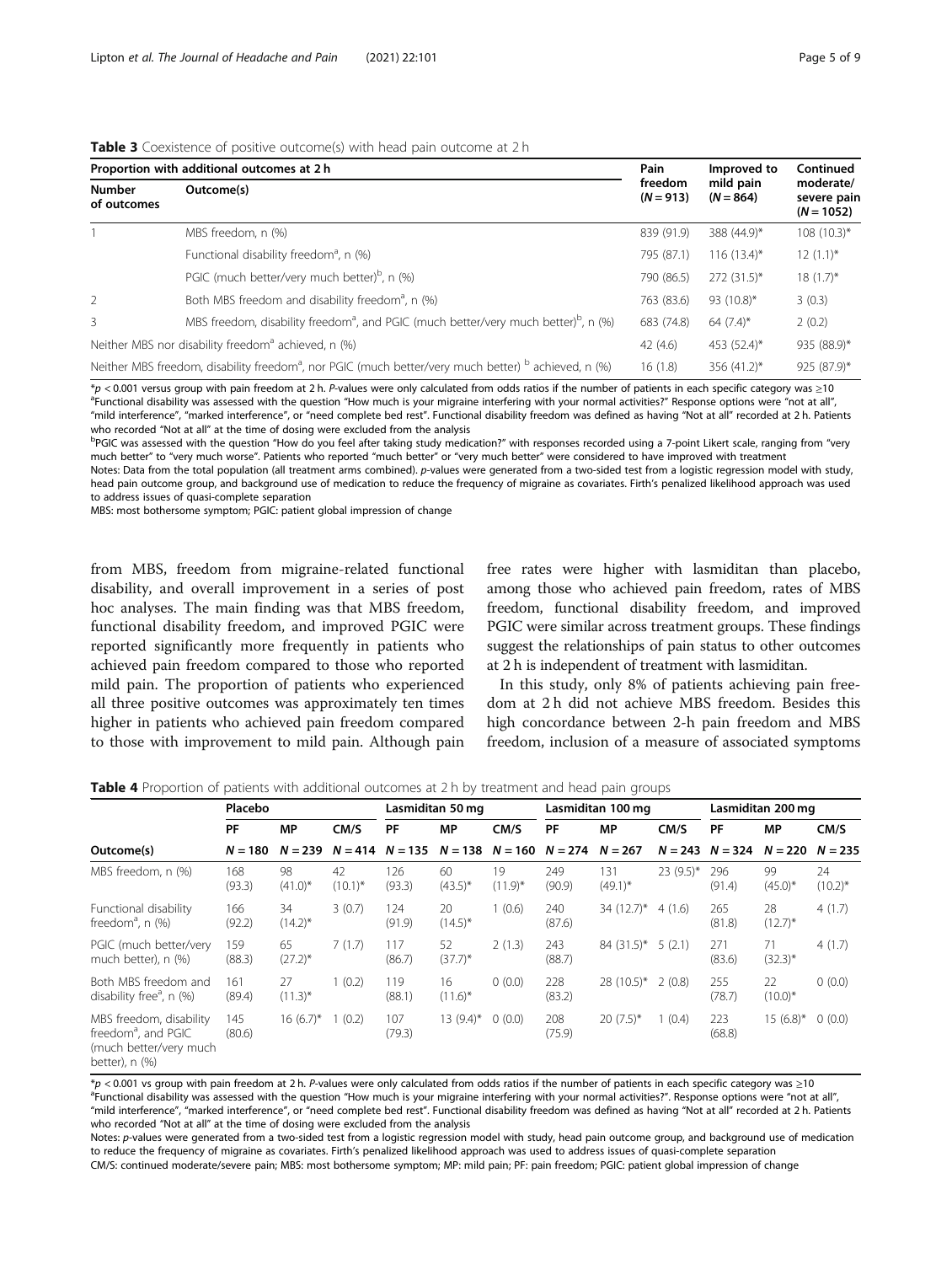**Table 3** Coexistence of positive outcome(s) with head pain outcome at 2 h

| Proportion with additional outcomes at 2 h | | Pain freedom (*N* = 913) | Improved to mild pain (*N* = 864) | Continued moderate/ severe pain (*N* = 1052) |
|---|---|---|---|---|
| Number of outcomes | Outcome(s) | | | |
| 1 | MBS freedom, n (%) | 839 (91.9) | 388 (44.9)* | 108 (10.3)* |
| | Functional disability freedom[a], n (%) | 795 (87.1) | 116 (13.4)* | 12 (1.1)* |
| | PGIC (much better/very much better)[b], n (%) | 790 (86.5) | 272 (31.5)* | 18 (1.7)* |
| 2 | Both MBS freedom and disability freedom[a], n (%) | 763 (83.6) | 93 (10.8)* | 3 (0.3) |
| 3 | MBS freedom, disability freedom[a], and PGIC (much better/very much better)[b], n (%) | 683 (74.8) | 64 (7.4)* | 2 (0.2) |
| Neither MBS nor disability freedom[a] achieved, n (%) | | 42 (4.6) | 453 (52.4)* | 935 (88.9)* |
| Neither MBS freedom, disability freedom[a], nor PGIC (much better/very much better) [b] achieved, n (%) | | 16 (1.8) | 356 (41.2)* | 925 (87.9)* |

*$p$ < 0.001 versus group with pain freedom at 2 h. *P*-values were only calculated from odds ratios if the number of patients in each specific category was ≥10
[a]Functional disability was assessed with the question "How much is your migraine interfering with your normal activities?" Response options were "not at all", "mild interference", "marked interference", or "need complete bed rest". Functional disability freedom was defined as having "Not at all" recorded at 2 h. Patients who recorded "Not at all" at the time of dosing were excluded from the analysis
[b]PGIC was assessed with the question "How do you feel after taking study medication?" with responses recorded using a 7-point Likert scale, ranging from "very much better" to "very much worse". Patients who reported "much better" or "very much better" were considered to have improved with treatment
Notes: Data from the total population (all treatment arms combined). *p*-values were generated from a two-sided test from a logistic regression model with study, head pain outcome group, and background use of medication to reduce the frequency of migraine as covariates. Firth's penalized likelihood approach was used to address issues of quasi-complete separation
MBS: most bothersome symptom; PGIC: patient global impression of change

from MBS, freedom from migraine-related functional disability, and overall improvement in a series of post hoc analyses. The main finding was that MBS freedom, functional disability freedom, and improved PGIC were reported significantly more frequently in patients who achieved pain freedom compared to those who reported mild pain. The proportion of patients who experienced all three positive outcomes was approximately ten times higher in patients who achieved pain freedom compared to those with improvement to mild pain. Although pain free rates were higher with lasmiditan than placebo, among those who achieved pain freedom, rates of MBS freedom, functional disability freedom, and improved PGIC were similar across treatment groups. These findings suggest the relationships of pain status to other outcomes at 2 h is independent of treatment with lasmiditan.

In this study, only 8% of patients achieving pain freedom at 2 h did not achieve MBS freedom. Besides this high concordance between 2-h pain freedom and MBS freedom, inclusion of a measure of associated symptoms

**Table 4** Proportion of patients with additional outcomes at 2 h by treatment and head pain groups

| | Placebo | | | Lasmiditan 50 mg | | | Lasmiditan 100 mg | | | Lasmiditan 200 mg | | |
|---|---|---|---|---|---|---|---|---|---|---|---|---|
| | PF | MP | CM/S | PF | MP | CM/S | PF | MP | CM/S | PF | MP | CM/S |
| Outcome(s) | *N* = 180 | *N* = 239 | *N* = 414 | *N* = 135 | *N* = 138 | *N* = 160 | *N* = 274 | *N* = 267 | *N* = 243 | *N* = 324 | *N* = 220 | *N* = 235 |
| MBS freedom, n (%) | 168 (93.3) | 98 (41.0)* | 42 (10.1)* | 126 (93.3) | 60 (43.5)* | 19 (11.9)* | 249 (90.9) | 131 (49.1)* | 23 (9.5)* | 296 (91.4) | 99 (45.0)* | 24 (10.2)* |
| Functional disability freedom[a], n (%) | 166 (92.2) | 34 (14.2)* | 3 (0.7) | 124 (91.9) | 20 (14.5)* | 1 (0.6) | 240 (87.6) | 34 (12.7)* | 4 (1.6) | 265 (81.8) | 28 (12.7)* | 4 (1.7) |
| PGIC (much better/very much better), n (%) | 159 (88.3) | 65 (27.2)* | 7 (1.7) | 117 (86.7) | 52 (37.7)* | 2 (1.3) | 243 (88.7) | 84 (31.5)* | 5 (2.1) | 271 (83.6) | 71 (32.3)* | 4 (1.7) |
| Both MBS freedom and disability free[a], n (%) | 161 (89.4) | 27 (11.3)* | 1 (0.2) | 119 (88.1) | 16 (11.6)* | 0 (0.0) | 228 (83.2) | 28 (10.5)* | 2 (0.8) | 255 (78.7) | 22 (10.0)* | 0 (0.0) |
| MBS freedom, disability freedom[a], and PGIC (much better/very much better), n (%) | 145 (80.6) | 16 (6.7)* | 1 (0.2) | 107 (79.3) | 13 (9.4)* | 0 (0.0) | 208 (75.9) | 20 (7.5)* | 1 (0.4) | 223 (68.8) | 15 (6.8)* | 0 (0.0) |

*$p$ < 0.001 vs group with pain freedom at 2 h. *P*-values were only calculated from odds ratios if the number of patients in each specific category was ≥10
[a]Functional disability was assessed with the question "How much is your migraine interfering with your normal activities?". Response options were "not at all", "mild interference", "marked interference", or "need complete bed rest". Functional disability freedom was defined as having "Not at all" recorded at 2 h. Patients who recorded "Not at all" at the time of dosing were excluded from the analysis
Notes: *p*-values were generated from a two-sided test from a logistic regression model with study, head pain outcome group, and background use of medication to reduce the frequency of migraine as covariates. Firth's penalized likelihood approach was used to address issues of quasi-complete separation
CM/S: continued moderate/severe pain; MBS: most bothersome symptom; MP: mild pain; PF: pain freedom; PGIC: patient global impression of change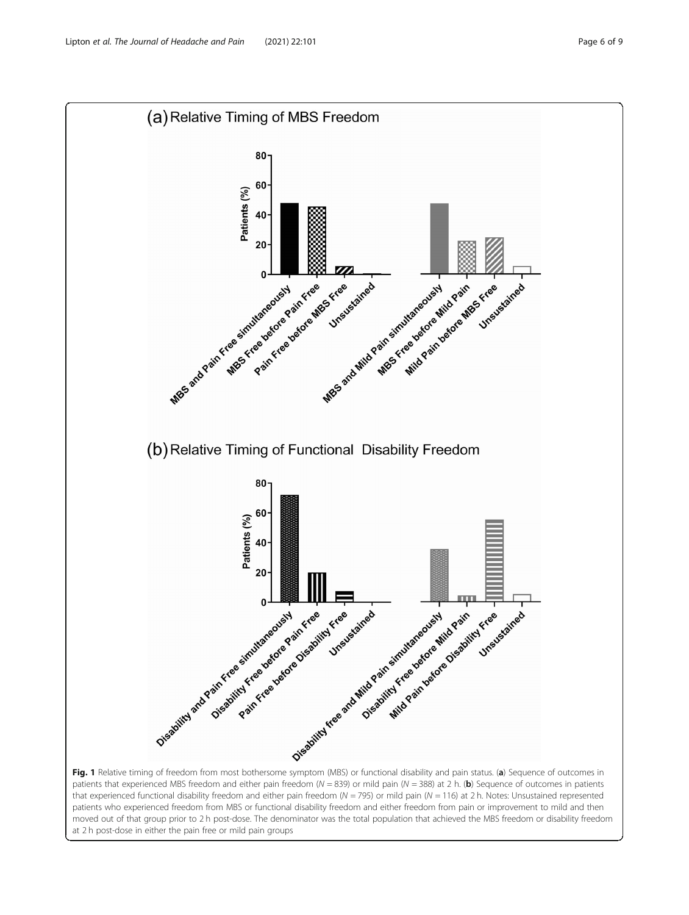**Fig. 1** Relative timing of freedom from most bothersome symptom (MBS) or functional disability and pain status. (**a**) Sequence of outcomes in patients that experienced MBS freedom and either pain freedom ($N = 839$) or mild pain ($N = 388$) at 2 h. (**b**) Sequence of outcomes in patients that experienced functional disability freedom and either pain freedom ($N = 795$) or mild pain ($N = 116$) at 2 h. Notes: Unsustained represented patients who experienced freedom from MBS or functional disability freedom and either freedom from pain or improvement to mild and then moved out of that group prior to 2 h post-dose. The denominator was the total population that achieved the MBS freedom or disability freedom at 2 h post-dose in either the pain free or mild pain groups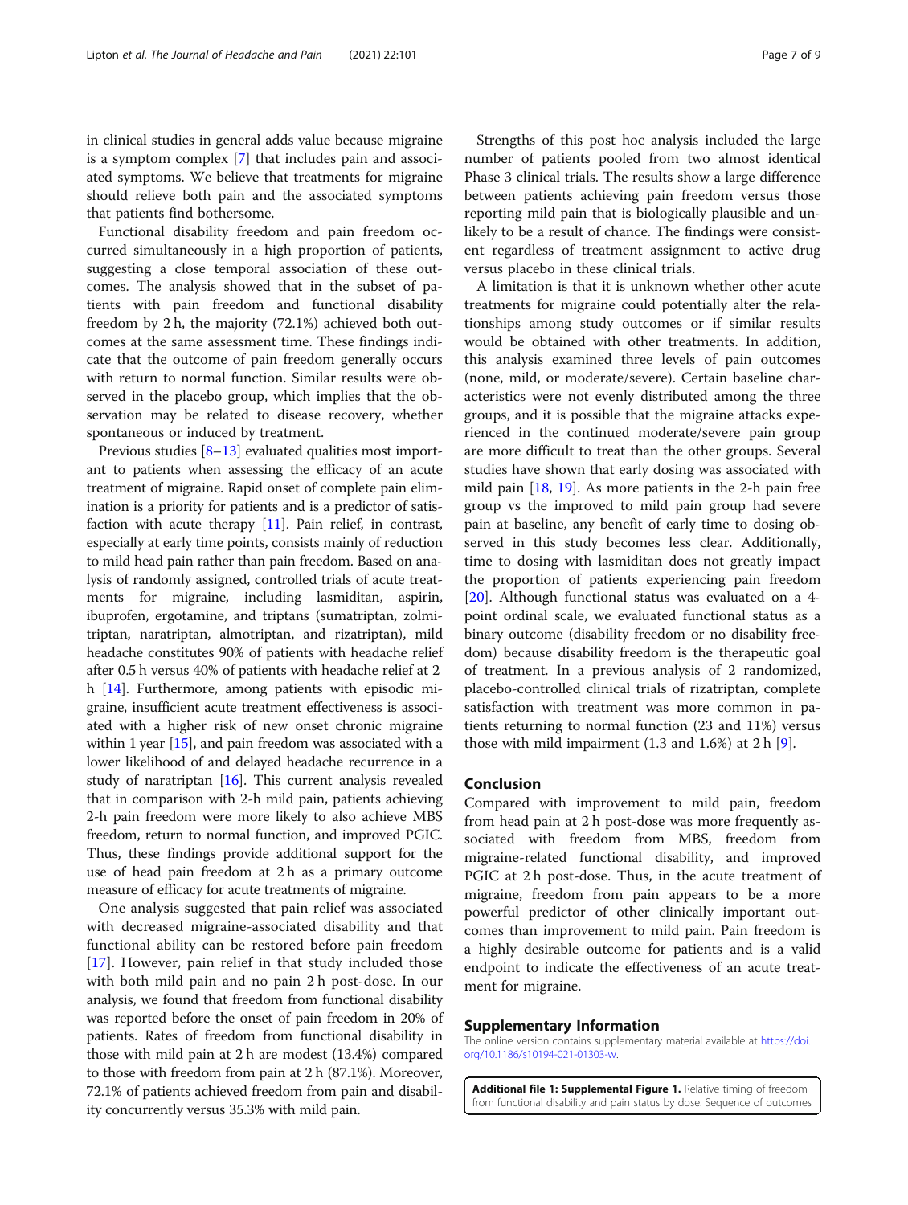in clinical studies in general adds value because migraine is a symptom complex [7] that includes pain and associated symptoms. We believe that treatments for migraine should relieve both pain and the associated symptoms that patients find bothersome.

Functional disability freedom and pain freedom occurred simultaneously in a high proportion of patients, suggesting a close temporal association of these outcomes. The analysis showed that in the subset of patients with pain freedom and functional disability freedom by 2 h, the majority (72.1%) achieved both outcomes at the same assessment time. These findings indicate that the outcome of pain freedom generally occurs with return to normal function. Similar results were observed in the placebo group, which implies that the observation may be related to disease recovery, whether spontaneous or induced by treatment.

Previous studies [8–13] evaluated qualities most important to patients when assessing the efficacy of an acute treatment of migraine. Rapid onset of complete pain elimination is a priority for patients and is a predictor of satisfaction with acute therapy [11]. Pain relief, in contrast, especially at early time points, consists mainly of reduction to mild head pain rather than pain freedom. Based on analysis of randomly assigned, controlled trials of acute treatments for migraine, including lasmiditan, aspirin, ibuprofen, ergotamine, and triptans (sumatriptan, zolmitriptan, naratriptan, almotriptan, and rizatriptan), mild headache constitutes 90% of patients with headache relief after 0.5 h versus 40% of patients with headache relief at 2 h [14]. Furthermore, among patients with episodic migraine, insufficient acute treatment effectiveness is associated with a higher risk of new onset chronic migraine within 1 year [15], and pain freedom was associated with a lower likelihood of and delayed headache recurrence in a study of naratriptan [16]. This current analysis revealed that in comparison with 2-h mild pain, patients achieving 2-h pain freedom were more likely to also achieve MBS freedom, return to normal function, and improved PGIC. Thus, these findings provide additional support for the use of head pain freedom at 2 h as a primary outcome measure of efficacy for acute treatments of migraine.

One analysis suggested that pain relief was associated with decreased migraine-associated disability and that functional ability can be restored before pain freedom [17]. However, pain relief in that study included those with both mild pain and no pain 2 h post-dose. In our analysis, we found that freedom from functional disability was reported before the onset of pain freedom in 20% of patients. Rates of freedom from functional disability in those with mild pain at 2 h are modest (13.4%) compared to those with freedom from pain at 2 h (87.1%). Moreover, 72.1% of patients achieved freedom from pain and disability concurrently versus 35.3% with mild pain.

Strengths of this post hoc analysis included the large number of patients pooled from two almost identical Phase 3 clinical trials. The results show a large difference between patients achieving pain freedom versus those reporting mild pain that is biologically plausible and unlikely to be a result of chance. The findings were consistent regardless of treatment assignment to active drug versus placebo in these clinical trials.

A limitation is that it is unknown whether other acute treatments for migraine could potentially alter the relationships among study outcomes or if similar results would be obtained with other treatments. In addition, this analysis examined three levels of pain outcomes (none, mild, or moderate/severe). Certain baseline characteristics were not evenly distributed among the three groups, and it is possible that the migraine attacks experienced in the continued moderate/severe pain group are more difficult to treat than the other groups. Several studies have shown that early dosing was associated with mild pain [18, 19]. As more patients in the 2-h pain free group vs the improved to mild pain group had severe pain at baseline, any benefit of early time to dosing observed in this study becomes less clear. Additionally, time to dosing with lasmiditan does not greatly impact the proportion of patients experiencing pain freedom [20]. Although functional status was evaluated on a 4-point ordinal scale, we evaluated functional status as a binary outcome (disability freedom or no disability freedom) because disability freedom is the therapeutic goal of treatment. In a previous analysis of 2 randomized, placebo-controlled clinical trials of rizatriptan, complete satisfaction with treatment was more common in patients returning to normal function (23 and 11%) versus those with mild impairment (1.3 and 1.6%) at 2 h [9].

## Conclusion

Compared with improvement to mild pain, freedom from head pain at 2 h post-dose was more frequently associated with freedom from MBS, freedom from migraine-related functional disability, and improved PGIC at 2 h post-dose. Thus, in the acute treatment of migraine, freedom from pain appears to be a more powerful predictor of other clinically important outcomes than improvement to mild pain. Pain freedom is a highly desirable outcome for patients and is a valid endpoint to indicate the effectiveness of an acute treatment for migraine.

## Supplementary Information

The online version contains supplementary material available at https://doi.org/10.1186/s10194-021-01303-w.

**Additional file 1: Supplemental Figure 1.** Relative timing of freedom from functional disability and pain status by dose. Sequence of outcomes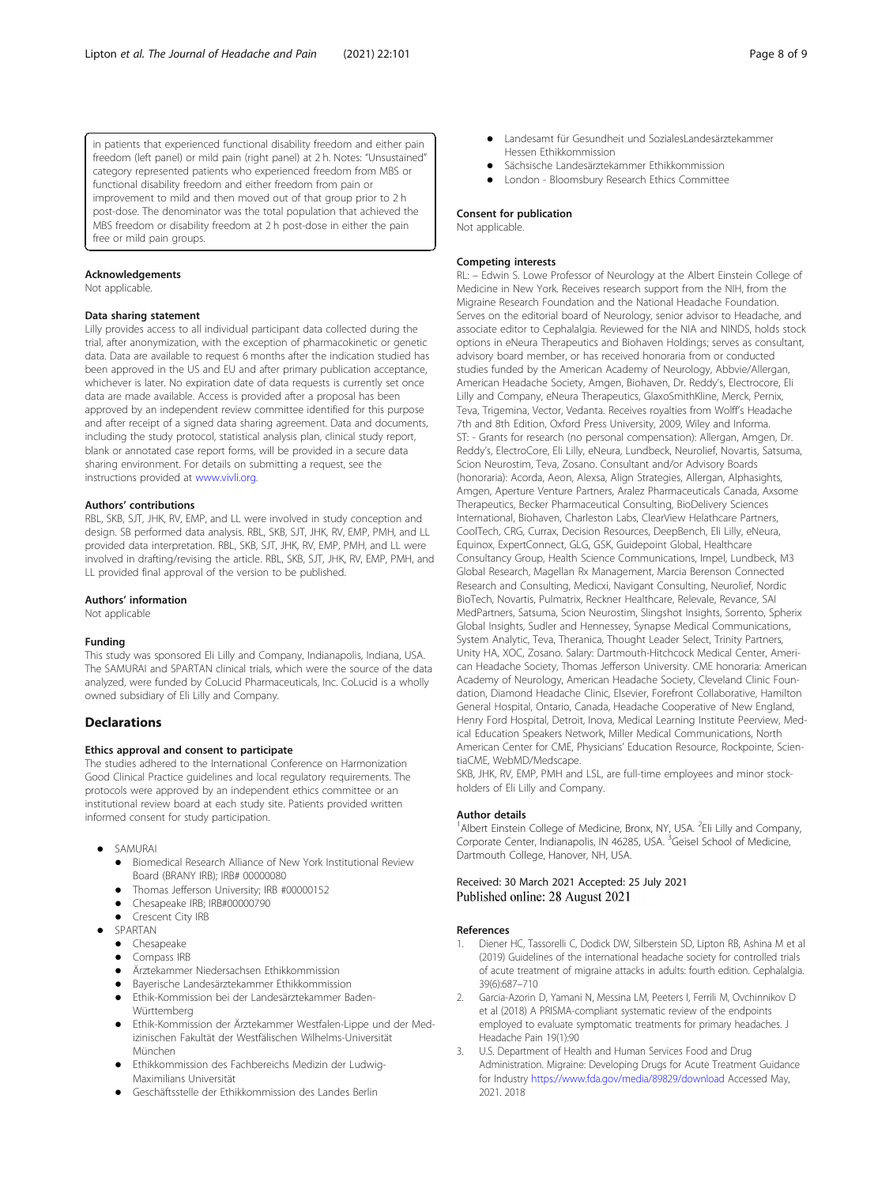in patients that experienced functional disability freedom and either pain freedom (left panel) or mild pain (right panel) at 2 h. Notes: "Unsustained" category represented patients who experienced freedom from MBS or functional disability freedom and either freedom from pain or improvement to mild and then moved out of that group prior to 2 h post-dose. The denominator was the total population that achieved the MBS freedom or disability freedom at 2 h post-dose in either the pain free or mild pain groups.

#### Acknowledgements
Not applicable.

#### Data sharing statement
Lilly provides access to all individual participant data collected during the trial, after anonymization, with the exception of pharmacokinetic or genetic data. Data are available to request 6 months after the indication studied has been approved in the US and EU and after primary publication acceptance, whichever is later. No expiration date of data requests is currently set once data are made available. Access is provided after a proposal has been approved by an independent review committee identified for this purpose and after receipt of a signed data sharing agreement. Data and documents, including the study protocol, statistical analysis plan, clinical study report, blank or annotated case report forms, will be provided in a secure data sharing environment. For details on submitting a request, see the instructions provided at www.vivli.org.

#### Authors' contributions
RBL, SKB, SJT, JHK, RV, EMP, and LL were involved in study conception and design. SB performed data analysis. RBL, SKB, SJT, JHK, RV, EMP, PMH, and LL provided data interpretation. RBL, SKB, SJT, JHK, RV, EMP, PMH, and LL were involved in drafting/revising the article. RBL, SKB, SJT, JHK, RV, EMP, PMH, and LL provided final approval of the version to be published.

#### Authors' information
Not applicable

#### Funding
This study was sponsored Eli Lilly and Company, Indianapolis, Indiana, USA. The SAMURAI and SPARTAN clinical trials, which were the source of the data analyzed, were funded by CoLucid Pharmaceuticals, Inc. CoLucid is a wholly owned subsidiary of Eli Lilly and Company.

## Declarations

#### Ethics approval and consent to participate
The studies adhered to the International Conference on Harmonization Good Clinical Practice guidelines and local regulatory requirements. The protocols were approved by an independent ethics committee or an institutional review board at each study site. Patients provided written informed consent for study participation.

- SAMURAI
  - Biomedical Research Alliance of New York Institutional Review Board (BRANY IRB); IRB# 00000080
  - Thomas Jefferson University; IRB #00000152
  - Chesapeake IRB; IRB#00000790
  - Crescent City IRB
- SPARTAN
  - Chesapeake
  - Compass IRB
  - Ärztekammer Niedersachsen Ethikkommission
  - Bayerische Landesärztekammer Ethikkommission
  - Ethik-Kommission bei der Landesärztekammer Baden-Württemberg
  - Ethik-Kommission der Ärztekammer Westfalen-Lippe und der Medizinischen Fakultät der Westfälischen Wilhelms-Universität München
  - Ethikkommission des Fachbereichs Medizin der Ludwig-Maximilians Universität
  - Geschäftsstelle der Ethikkommission des Landes Berlin
  - Landesamt für Gesundheit und SozialesLandesärztekammer Hessen Ethikkommission
  - Sächsische Landesärztekammer Ethikkommission
  - London - Bloomsbury Research Ethics Committee

#### Consent for publication
Not applicable.

#### Competing interests
RL: – Edwin S. Lowe Professor of Neurology at the Albert Einstein College of Medicine in New York. Receives research support from the NIH, from the Migraine Research Foundation and the National Headache Foundation. Serves on the editorial board of Neurology, senior advisor to Headache, and associate editor to Cephalalgia. Reviewed for the NIA and NINDS, holds stock options in eNeura Therapeutics and Biohaven Holdings; serves as consultant, advisory board member, or has received honoraria from or conducted studies funded by the American Academy of Neurology, Abbvie/Allergan, American Headache Society, Amgen, Biohaven, Dr. Reddy's, Electrocore, Eli Lilly and Company, eNeura Therapeutics, GlaxoSmithKline, Merck, Pernix, Teva, Trigemina, Vector, Vedanta. Receives royalties from Wolff's Headache 7th and 8th Edition, Oxford Press University, 2009, Wiley and Informa.
ST: - Grants for research (no personal compensation): Allergan, Amgen, Dr. Reddy's, ElectroCore, Eli Lilly, eNeura, Lundbeck, Neurolief, Novartis, Satsuma, Scion Neurostim, Teva, Zosano. Consultant and/or Advisory Boards (honoraria): Acorda, Aeon, Alexsa, Align Strategies, Allergan, Alphasights, Amgen, Aperture Venture Partners, Aralez Pharmaceuticals Canada, Axsome Therapeutics, Becker Pharmaceutical Consulting, BioDelivery Sciences International, Biohaven, Charleston Labs, ClearView Helathcare Partners, CoolTech, CRG, Currax, Decision Resources, DeepBench, Eli Lilly, eNeura, Equinox, ExpertConnect, GLG, GSK, Guidepoint Global, Healthcare Consultancy Group, Health Science Communications, Impel, Lundbeck, M3 Global Research, Magellan Rx Management, Marcia Berenson Connected Research and Consulting, Medicxi, Navigant Consulting, Neurolief, Nordic BioTech, Novartis, Pulmatrix, Reckner Healthcare, Relevale, Revance, SAI MedPartners, Satsuma, Scion Neurostim, Slingshot Insights, Sorrento, Spherix Global Insights, Sudler and Hennessey, Synapse Medical Communications, System Analytic, Teva, Theranica, Thought Leader Select, Trinity Partners, Unity HA, XOC, Zosano. Salary: Dartmouth-Hitchcock Medical Center, American Headache Society, Thomas Jefferson University. CME honoraria: American Academy of Neurology, American Headache Society, Cleveland Clinic Foundation, Diamond Headache Clinic, Elsevier, Forefront Collaborative, Hamilton General Hospital, Ontario, Canada, Headache Cooperative of New England, Henry Ford Hospital, Detroit, Inova, Medical Learning Institute Peerview, Medical Education Speakers Network, Miller Medical Communications, North American Center for CME, Physicians' Education Resource, Rockpointe, ScientiaCME, WebMD/Medscape.
SKB, JHK, RV, EMP, PMH and LSL, are full-time employees and minor stockholders of Eli Lilly and Company.

#### Author details
[1]Albert Einstein College of Medicine, Bronx, NY, USA. [2]Eli Lilly and Company, Corporate Center, Indianapolis, IN 46285, USA. [3]Geisel School of Medicine, Dartmouth College, Hanover, NH, USA.

Received: 30 March 2021 Accepted: 25 July 2021
Published online: 28 August 2021

#### References
1. Diener HC, Tassorelli C, Dodick DW, Silberstein SD, Lipton RB, Ashina M et al (2019) Guidelines of the international headache society for controlled trials of acute treatment of migraine attacks in adults: fourth edition. Cephalalgia. 39(6):687–710
2. Garcia-Azorin D, Yamani N, Messina LM, Peeters I, Ferrili M, Ovchinnikov D et al (2018) A PRISMA-compliant systematic review of the endpoints employed to evaluate symptomatic treatments for primary headaches. J Headache Pain 19(1):90
3. U.S. Department of Health and Human Services Food and Drug Administration. Migraine: Developing Drugs for Acute Treatment Guidance for Industry https://www.fda.gov/media/89829/download Accessed May, 2021. 2018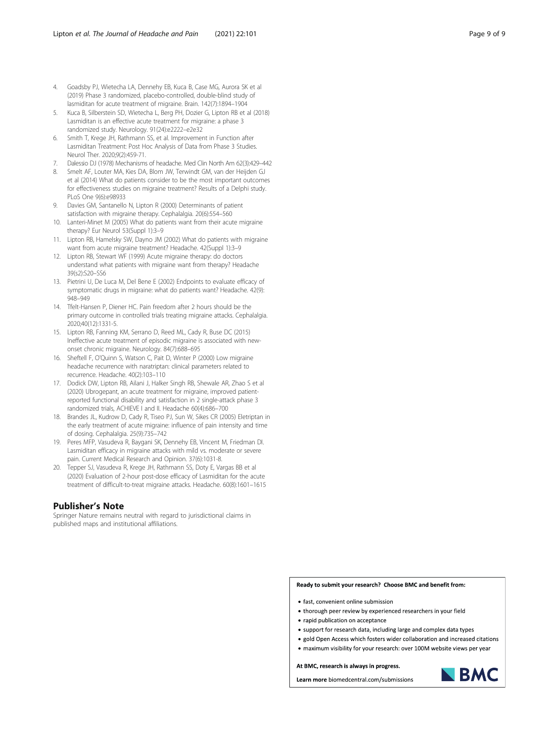4. Goadsby PJ, Wietecha LA, Dennehy EB, Kuca B, Case MG, Aurora SK et al (2019) Phase 3 randomized, placebo-controlled, double-blind study of lasmiditan for acute treatment of migraine. Brain. 142(7):1894–1904
5. Kuca B, Silberstein SD, Wietecha L, Berg PH, Dozier G, Lipton RB et al (2018) Lasmiditan is an effective acute treatment for migraine: a phase 3 randomized study. Neurology. 91(24):e2222–e2e32
6. Smith T, Krege JH, Rathmann SS, et al. Improvement in Function after Lasmiditan Treatment: Post Hoc Analysis of Data from Phase 3 Studies. Neurol Ther. 2020;9(2):459-71.
7. Dalessio DJ (1978) Mechanisms of headache. Med Clin North Am 62(3):429–442
8. Smelt AF, Louter MA, Kies DA, Blom JW, Terwindt GM, van der Heijden GJ et al (2014) What do patients consider to be the most important outcomes for effectiveness studies on migraine treatment? Results of a Delphi study. PLoS One 9(6):e98933
9. Davies GM, Santanello N, Lipton R (2000) Determinants of patient satisfaction with migraine therapy. Cephalalgia. 20(6):554–560
10. Lanteri-Minet M (2005) What do patients want from their acute migraine therapy? Eur Neurol 53(Suppl 1):3–9
11. Lipton RB, Hamelsky SW, Dayno JM (2002) What do patients with migraine want from acute migraine treatment? Headache. 42(Suppl 1):3–9
12. Lipton RB, Stewart WF (1999) Acute migraine therapy: do doctors understand what patients with migraine want from therapy? Headache 39(s2):S20–SS6
13. Pietrini U, De Luca M, Del Bene E (2002) Endpoints to evaluate efficacy of symptomatic drugs in migraine: what do patients want? Headache. 42(9): 948–949
14. Tfelt-Hansen P, Diener HC. Pain freedom after 2 hours should be the primary outcome in controlled trials treating migraine attacks. Cephalalgia. 2020;40(12):1331-5.
15. Lipton RB, Fanning KM, Serrano D, Reed ML, Cady R, Buse DC (2015) Ineffective acute treatment of episodic migraine is associated with new-onset chronic migraine. Neurology. 84(7):688–695
16. Sheftell F, O'Quinn S, Watson C, Pait D, Winter P (2000) Low migraine headache recurrence with naratriptan: clinical parameters related to recurrence. Headache. 40(2):103–110
17. Dodick DW, Lipton RB, Ailani J, Halker Singh RB, Shewale AR, Zhao S et al (2020) Ubrogepant, an acute treatment for migraine, improved patient-reported functional disability and satisfaction in 2 single-attack phase 3 randomized trials, ACHIEVE I and II. Headache 60(4):686–700
18. Brandes JL, Kudrow D, Cady R, Tiseo PJ, Sun W, Sikes CR (2005) Eletriptan in the early treatment of acute migraine: influence of pain intensity and time of dosing. Cephalalgia. 25(9):735–742
19. Peres MFP, Vasudeva R, Baygani SK, Dennehy EB, Vincent M, Friedman DI. Lasmiditan efficacy in migraine attacks with mild vs. moderate or severe pain. Current Medical Research and Opinion. 37(6):1031-8.
20. Tepper SJ, Vasudeva R, Krege JH, Rathmann SS, Doty E, Vargas BB et al (2020) Evaluation of 2-hour post-dose efficacy of Lasmiditan for the acute treatment of difficult-to-treat migraine attacks. Headache. 60(8):1601–1615

## Publisher's Note

Springer Nature remains neutral with regard to jurisdictional claims in published maps and institutional affiliations.

**Ready to submit your research? Choose BMC and benefit from:**

- fast, convenient online submission
- thorough peer review by experienced researchers in your field
- rapid publication on acceptance
- support for research data, including large and complex data types
- gold Open Access which fosters wider collaboration and increased citations
- maximum visibility for your research: over 100M website views per year

**At BMC, research is always in progress.**

**Learn more** biomedcentral.com/submissions

BMC